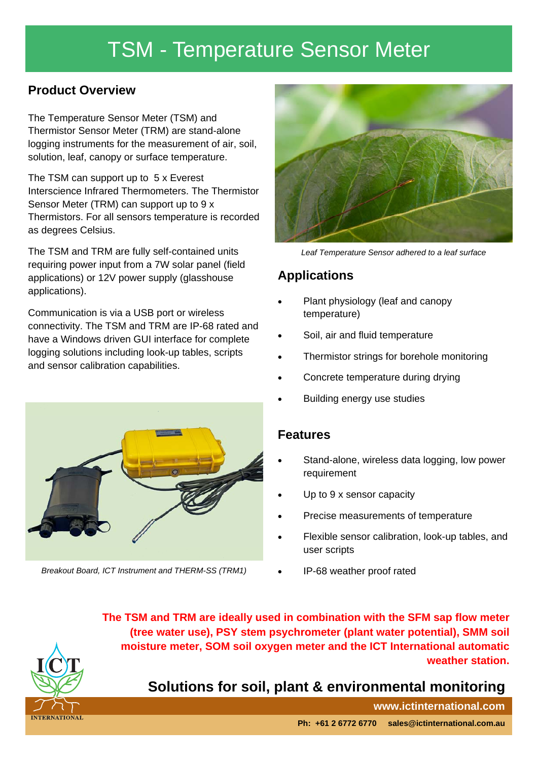# TSM - Temperature Sensor Meter

## Product Overview

The Temperature Sensor Meter (TSM) and Thermistor Sensor Meter (TRM) are stand-alone logging instruments for the measurement of air, soil, solution, leaf, canopy or surface temperature.

The TSM can support up to 5 x Everest Interscience Infrared Thermometers. The Thermistor Sensor Meter (TRM) can support up to 9 x Thermistors. For all sensors temperature is recorded as degrees Celsius.

The TSM and TRM are fully self-contained units requiring power input from a 7W solar panel (field applications) or 12V power supply (glasshouse applications).

Communication is via a USB port or wireless connectivity. The TSM and TRM are IP-68 rated and have a Windows driven GUI interface for complete logging solutions including look-up tables, scripts and sensor calibration capabilities.

*Breakout Board, ICT Instrument and THERM-SS (TRM1)*

*Leaf Temperature Sensor adhered to a leaf surface*

## Applications

- Plant physiology (leaf and canopy temperature)
- Soil, air and fluid temperature
- Thermistor strings for borehole monitoring
- Concrete temperature during drying
- Building energy use studies

## Features

- Stand-alone, wireless data logging, low power requirement
- Up to 9 x sensor capacity
- Precise measurements of temperature
- Flexible sensor calibration, look-up tables, and user scripts
- IP-68 weather proof rated

**The TSM and TRM are ideally used in combination with the SFM sap flow meter (tree water use), PSY stem psychrometer (plant water potential), SMM soil moisture meter, SOM soil oxygen meter and the ICT International automatic weather station.**

ICT INTERNATIONAL

**Solutions for soil, plant & environmental monitoring**

**www.ictinternational.com**

**Ph: +61 2 6772 6770 sales@ictinternational.com.au**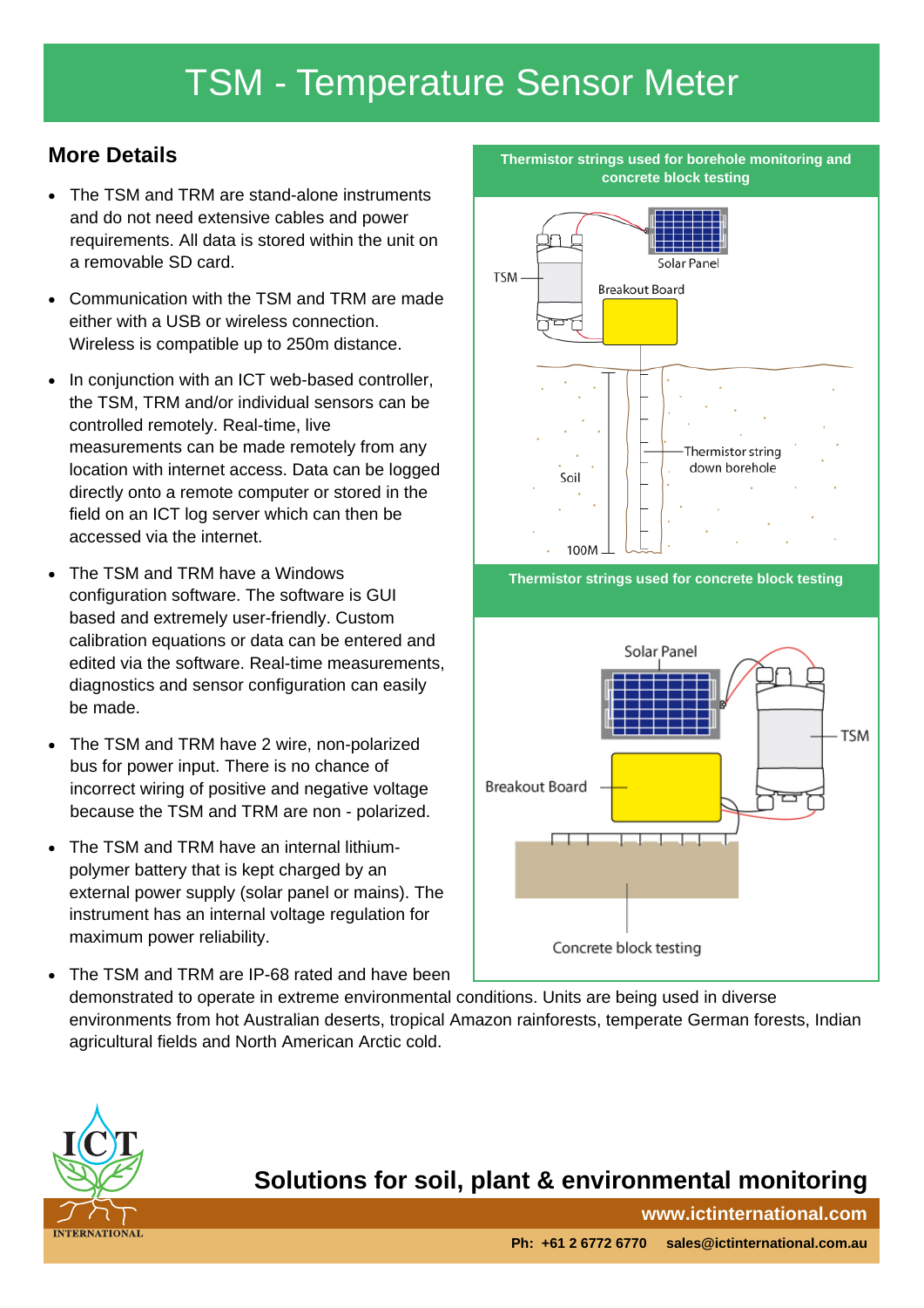# TSM - Temperature Sensor Meter

## More Details

- The TSM and TRM are stand-alone instruments and do not need extensive cables and power requirements. All data is stored within the unit on a removable SD card.
- Communication with the TSM and TRM are made either with a USB or wireless connection. Wireless is compatible up to 250m distance.
- In conjunction with an ICT web-based controller, the TSM, TRM and/or individual sensors can be controlled remotely. Real-time, live measurements can be made remotely from any location with internet access. Data can be logged directly onto a remote computer or stored in the field on an ICT log server which can then be accessed via the internet.
- The TSM and TRM have a Windows configuration software. The software is GUI based and extremely user-friendly. Custom calibration equations or data can be entered and edited via the software. Real-time measurements, diagnostics and sensor configuration can easily be made.
- The TSM and TRM have 2 wire, non-polarized bus for power input. There is no chance of incorrect wiring of positive and negative voltage because the TSM and TRM are non - polarized.
- The TSM and TRM have an internal lithium-polymer battery that is kept charged by an external power supply (solar panel or mains). The instrument has an internal voltage regulation for maximum power reliability.
- The TSM and TRM are IP-68 rated and have been demonstrated to operate in extreme environmental conditions. Units are being used in diverse environments from hot Australian deserts, tropical Amazon rainforests, temperate German forests, Indian agricultural fields and North American Arctic cold.

**Thermistor strings used for borehole monitoring and concrete block testing**

TSM
Solar Panel
Breakout Board
Thermistor string down borehole
Soil
100M

**Thermistor strings used for concrete block testing**

Solar Panel
TSM
Breakout Board
Concrete block testing

**Solutions for soil, plant & environmental monitoring**

**www.ictinternational.com**

**Ph: +61 2 6772 6770 sales@ictinternational.com.au**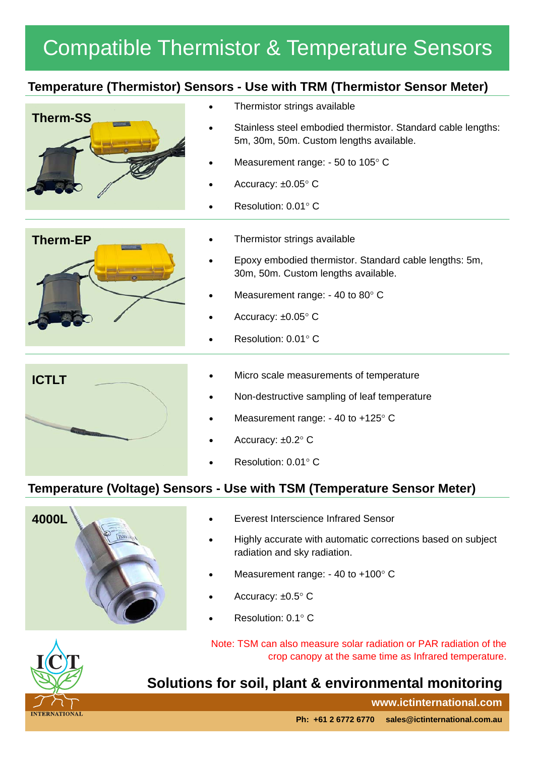# Compatible Thermistor & Temperature Sensors

## Temperature (Thermistor) Sensors - Use with TRM (Thermistor Sensor Meter)

### Therm-SS

- Thermistor strings available
- Stainless steel embodied thermistor. Standard cable lengths: 5m, 30m, 50m. Custom lengths available.
- Measurement range: - 50 to 105° C
- Accuracy: ±0.05° C
- Resolution: 0.01° C

### Therm-EP

- Thermistor strings available
- Epoxy embodied thermistor. Standard cable lengths: 5m, 30m, 50m. Custom lengths available.
- Measurement range: - 40 to 80° C
- Accuracy: ±0.05° C
- Resolution: 0.01° C

### ICTLT

- Micro scale measurements of temperature
- Non-destructive sampling of leaf temperature
- Measurement range: - 40 to +125° C
- Accuracy: ±0.2° C
- Resolution: 0.01° C

## Temperature (Voltage) Sensors - Use with TSM (Temperature Sensor Meter)

### 4000L

- Everest Interscience Infrared Sensor
- Highly accurate with automatic corrections based on subject radiation and sky radiation.
- Measurement range: - 40 to +100° C
- Accuracy: ±0.5° C
- Resolution: 0.1° C

Note: TSM can also measure solar radiation or PAR radiation of the crop canopy at the same time as Infrared temperature.

ICT INTERNATIONAL

**Solutions for soil, plant & environmental monitoring**

**www.ictinternational.com**

**Ph: +61 2 6772 6770 sales@ictinternational.com.au**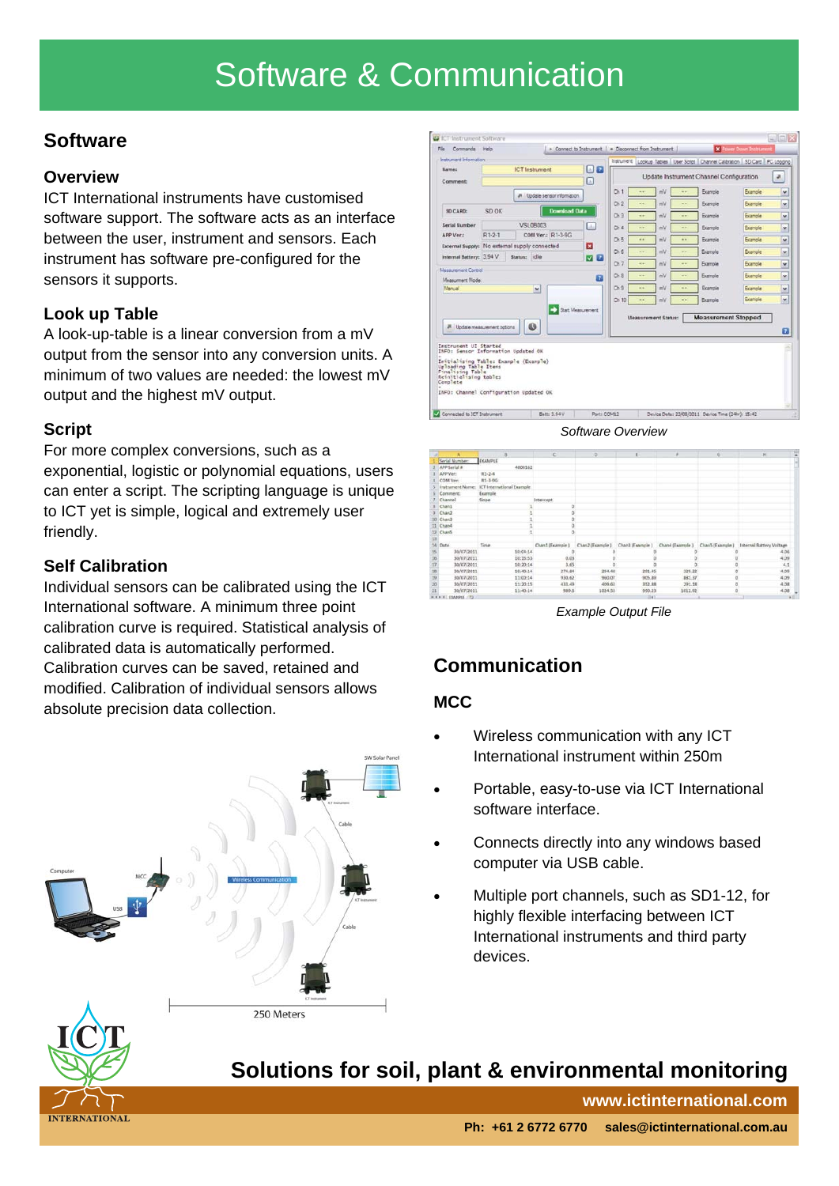# Software & Communication

## Software

### Overview

ICT International instruments have customised software support. The software acts as an interface between the user, instrument and sensors. Each instrument has software pre-configured for the sensors it supports.

### Look up Table

A look-up-table is a linear conversion from a mV output from the sensor into any conversion units. A minimum of two values are needed: the lowest mV output and the highest mV output.

### Script

For more complex conversions, such as a exponential, logistic or polynomial equations, users can enter a script. The scripting language is unique to ICT yet is simple, logical and extremely user friendly.

### Self Calibration

Individual sensors can be calibrated using the ICT International software. A minimum three point calibration curve is required. Statistical analysis of calibrated data is automatically performed. Calibration curves can be saved, retained and modified. Calibration of individual sensors allows absolute precision data collection.

*Software Overview*

*Example Output File*

SW Solar Panel

ICT Instrument

Cable

Computer

MCC

Wireless Communication

USB

250 Meters

## Communication

### MCC

- Wireless communication with any ICT International instrument within 250m
- Portable, easy-to-use via ICT International software interface.
- Connects directly into any windows based computer via USB cable.
- Multiple port channels, such as SD1-12, for highly flexible interfacing between ICT International instruments and third party devices.

**Solutions for soil, plant & environmental monitoring**

**www.ictinternational.com**

**Ph: +61 2 6772 6770 sales@ictinternational.com.au**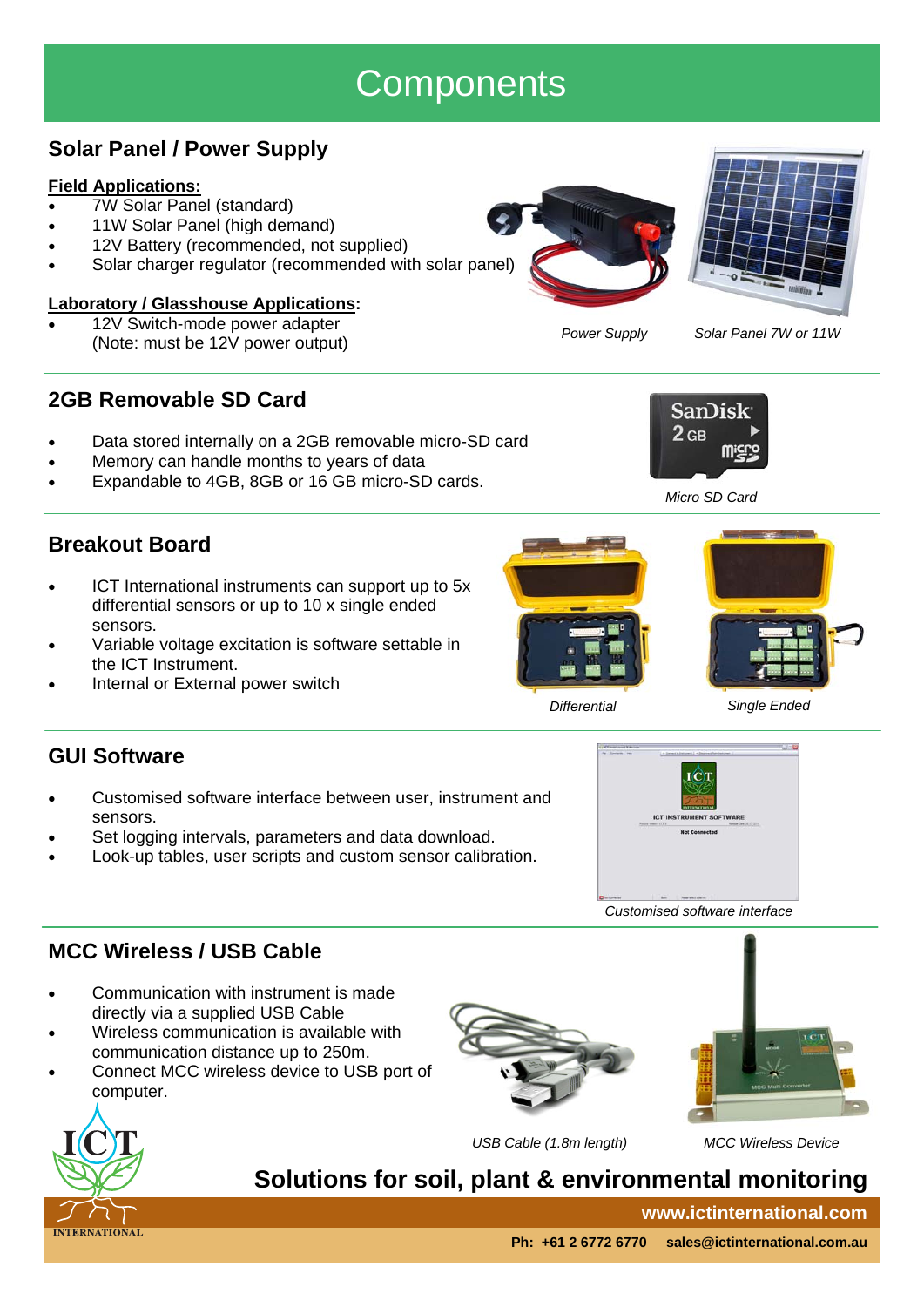# Components

## Solar Panel / Power Supply

**Field Applications:**

- 7W Solar Panel (standard)
- 11W Solar Panel (high demand)
- 12V Battery (recommended, not supplied)
- Solar charger regulator (recommended with solar panel)

**Laboratory / Glasshouse Applications:**

- 12V Switch-mode power adapter
  (Note: must be 12V power output)

*Power Supply*

*Solar Panel 7W or 11W*

## 2GB Removable SD Card

- Data stored internally on a 2GB removable micro-SD card
- Memory can handle months to years of data
- Expandable to 4GB, 8GB or 16 GB micro-SD cards.

*Micro SD Card*

## Breakout Board

- ICT International instruments can support up to 5x differential sensors or up to 10 x single ended sensors.
- Variable voltage excitation is software settable in the ICT Instrument.
- Internal or External power switch

*Differential*

*Single Ended*

## GUI Software

- Customised software interface between user, instrument and sensors.
- Set logging intervals, parameters and data download.
- Look-up tables, user scripts and custom sensor calibration.

*Customised software interface*

## MCC Wireless / USB Cable

- Communication with instrument is made directly via a supplied USB Cable
- Wireless communication is available with communication distance up to 250m.
- Connect MCC wireless device to USB port of computer.

*USB Cable (1.8m length)*

*MCC Wireless Device*

**Solutions for soil, plant & environmental monitoring**

**www.ictinternational.com**

**Ph: +61 2 6772 6770 sales@ictinternational.com.au**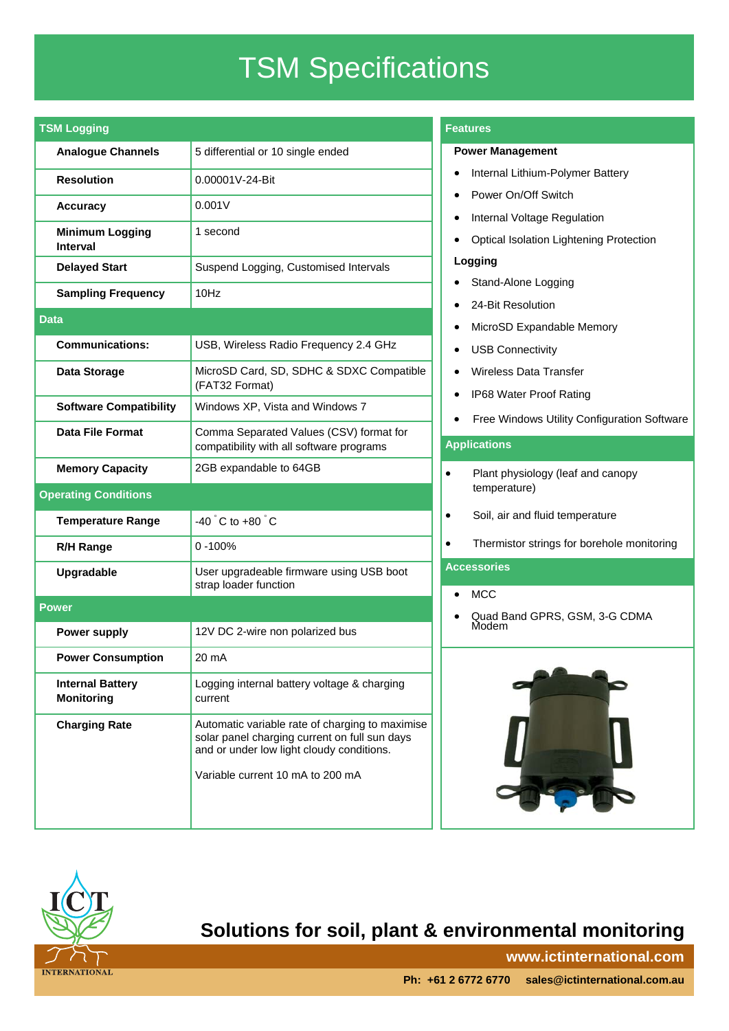# TSM Specifications

| TSM Logging | |
|---|---|
| **Analogue Channels** | 5 differential or 10 single ended |
| **Resolution** | 0.00001V-24-Bit |
| **Accuracy** | 0.001V |
| **Minimum Logging Interval** | 1 second |
| **Delayed Start** | Suspend Logging, Customised Intervals |
| **Sampling Frequency** | 10Hz |
| **Data** | |
| **Communications:** | USB, Wireless Radio Frequency 2.4 GHz |
| **Data Storage** | MicroSD Card, SD, SDHC & SDXC Compatible (FAT32 Format) |
| **Software Compatibility** | Windows XP, Vista and Windows 7 |
| **Data File Format** | Comma Separated Values (CSV) format for compatibility with all software programs |
| **Memory Capacity** | 2GB expandable to 64GB |
| **Operating Conditions** | |
| **Temperature Range** | -40 ˚C to +80 ˚C |
| **R/H Range** | 0 -100% |
| **Upgradable** | User upgradeable firmware using USB boot strap loader function |
| **Power** | |
| **Power supply** | 12V DC 2-wire non polarized bus |
| **Power Consumption** | 20 mA |
| **Internal Battery Monitoring** | Logging internal battery voltage & charging current |
| **Charging Rate** | Automatic variable rate of charging to maximise solar panel charging current on full sun days and or under low light cloudy conditions.<br><br>Variable current 10 mA to 200 mA |

## Features

**Power Management**

- Internal Lithium-Polymer Battery
- Power On/Off Switch
- Internal Voltage Regulation
- Optical Isolation Lightening Protection

**Logging**

- Stand-Alone Logging
- 24-Bit Resolution
- MicroSD Expandable Memory
- USB Connectivity
- Wireless Data Transfer
- IP68 Water Proof Rating
- Free Windows Utility Configuration Software

## Applications

- Plant physiology (leaf and canopy temperature)
- Soil, air and fluid temperature
- Thermistor strings for borehole monitoring

## Accessories

- MCC
- Quad Band GPRS, GSM, 3-G CDMA Modem

**Solutions for soil, plant & environmental monitoring**

**www.ictinternational.com**

**Ph: +61 2 6772 6770 sales@ictinternational.com.au**